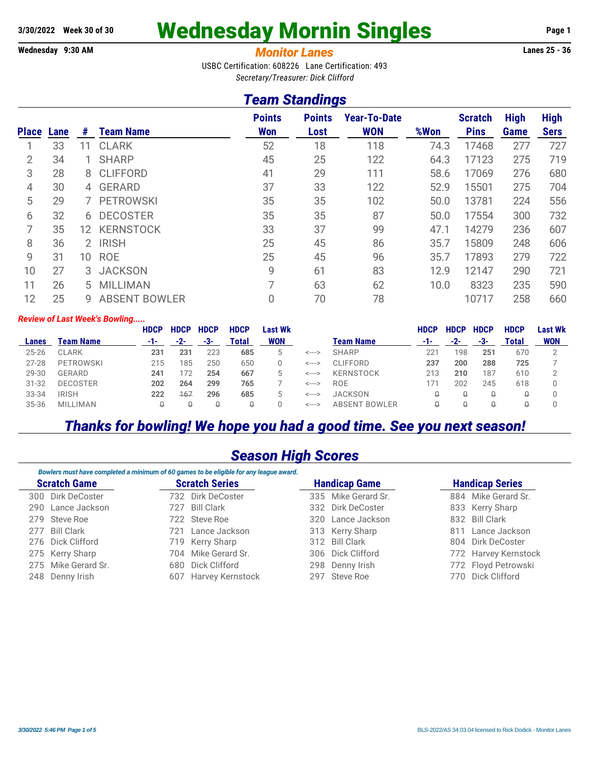**3/30/2022 Week 30 of 30**

# Wednesday Mornin Singles

**Wednesday 9:30 AM** | ***Monitor Lanes*** | **Lanes 25 - 36**

USBC Certification: 608226 Lane Certification: 493

*Secretary/Treasurer: Dick Clifford*

## *Team Standings*

| Place | Lane | # | Team Name | Points Won | Points Lost | Year-To-Date WON | %Won | Scratch Pins | High Game | High Sers |
|---|---|---|---|---|---|---|---|---|---|---|
| 1 | 33 | 11 | CLARK | 52 | 18 | 118 | 74.3 | 17468 | 277 | 727 |
| 2 | 34 | 1 | SHARP | 45 | 25 | 122 | 64.3 | 17123 | 275 | 719 |
| 3 | 28 | 8 | CLIFFORD | 41 | 29 | 111 | 58.6 | 17069 | 276 | 680 |
| 4 | 30 | 4 | GERARD | 37 | 33 | 122 | 52.9 | 15501 | 275 | 704 |
| 5 | 29 | 7 | PETROWSKI | 35 | 35 | 102 | 50.0 | 13781 | 224 | 556 |
| 6 | 32 | 6 | DECOSTER | 35 | 35 | 87 | 50.0 | 17554 | 300 | 732 |
| 7 | 35 | 12 | KERNSTOCK | 33 | 37 | 99 | 47.1 | 14279 | 236 | 607 |
| 8 | 36 | 2 | IRISH | 25 | 45 | 86 | 35.7 | 15809 | 248 | 606 |
| 9 | 31 | 10 | ROE | 25 | 45 | 96 | 35.7 | 17893 | 279 | 722 |
| 10 | 27 | 3 | JACKSON | 9 | 61 | 83 | 12.9 | 12147 | 290 | 721 |
| 11 | 26 | 5 | MILLIMAN | 7 | 63 | 62 | 10.0 | 8323 | 235 | 590 |
| 12 | 25 | 9 | ABSENT BOWLER | 0 | 70 | 78 | | 10717 | 258 | 660 |

***Review of Last Week's Bowling.....***

| Lanes | Team Name | HDCP -1- | HDCP -2- | HDCP -3- | HDCP Total | Last Wk WON | | Team Name | HDCP -1- | HDCP -2- | HDCP -3- | HDCP Total | Last Wk WON |
|---|---|---|---|---|---|---|---|---|---|---|---|---|---|
| 25-26 | CLARK | **231** | **231** | 223 | **685** | 5 | <---> | SHARP | 221 | 198 | **251** | 670 | 2 |
| 27-28 | PETROWSKI | 215 | 185 | 250 | 650 | 0 | <---> | CLIFFORD | **237** | **200** | **288** | **725** | 7 |
| 29-30 | GERARD | **241** | 172 | **254** | **667** | 5 | <---> | KERNSTOCK | 213 | **210** | 187 | 610 | 2 |
| 31-32 | DECOSTER | **202** | **264** | **299** | **765** | 7 | <---> | ROE | 171 | 202 | 245 | 618 | 0 |
| 33-34 | IRISH | **222** | ~~167~~ | **296** | **685** | 5 | <---> | JACKSON | ~~0~~ | ~~0~~ | ~~0~~ | ~~0~~ | 0 |
| 35-36 | MILLIMAN | ~~0~~ | ~~0~~ | ~~0~~ | ~~0~~ | 0 | <---> | ABSENT BOWLER | ~~0~~ | ~~0~~ | ~~0~~ | ~~0~~ | 0 |

## *Thanks for bowling! We hope you had a good time. See you next season!*

## *Season High Scores*

*Bowlers must have completed a minimum of 60 games to be eligible for any league award.*

| Scratch Game | | Scratch Series | | Handicap Game | | Handicap Series | |
|---|---|---|---|---|---|---|---|
| 300 | Dirk DeCoster | 732 | Dirk DeCoster | 335 | Mike Gerard Sr. | 884 | Mike Gerard Sr. |
| 290 | Lance Jackson | 727 | Bill Clark | 332 | Dirk DeCoster | 833 | Kerry Sharp |
| 279 | Steve Roe | 722 | Steve Roe | 320 | Lance Jackson | 832 | Bill Clark |
| 277 | Bill Clark | 721 | Lance Jackson | 313 | Kerry Sharp | 811 | Lance Jackson |
| 276 | Dick Clifford | 719 | Kerry Sharp | 312 | Bill Clark | 804 | Dirk DeCoster |
| 275 | Kerry Sharp | 704 | Mike Gerard Sr. | 306 | Dick Clifford | 772 | Harvey Kernstock |
| 275 | Mike Gerard Sr. | 680 | Dick Clifford | 298 | Denny Irish | 772 | Floyd Petrowski |
| 248 | Denny Irish | 607 | Harvey Kernstock | 297 | Steve Roe | 770 | Dick Clifford |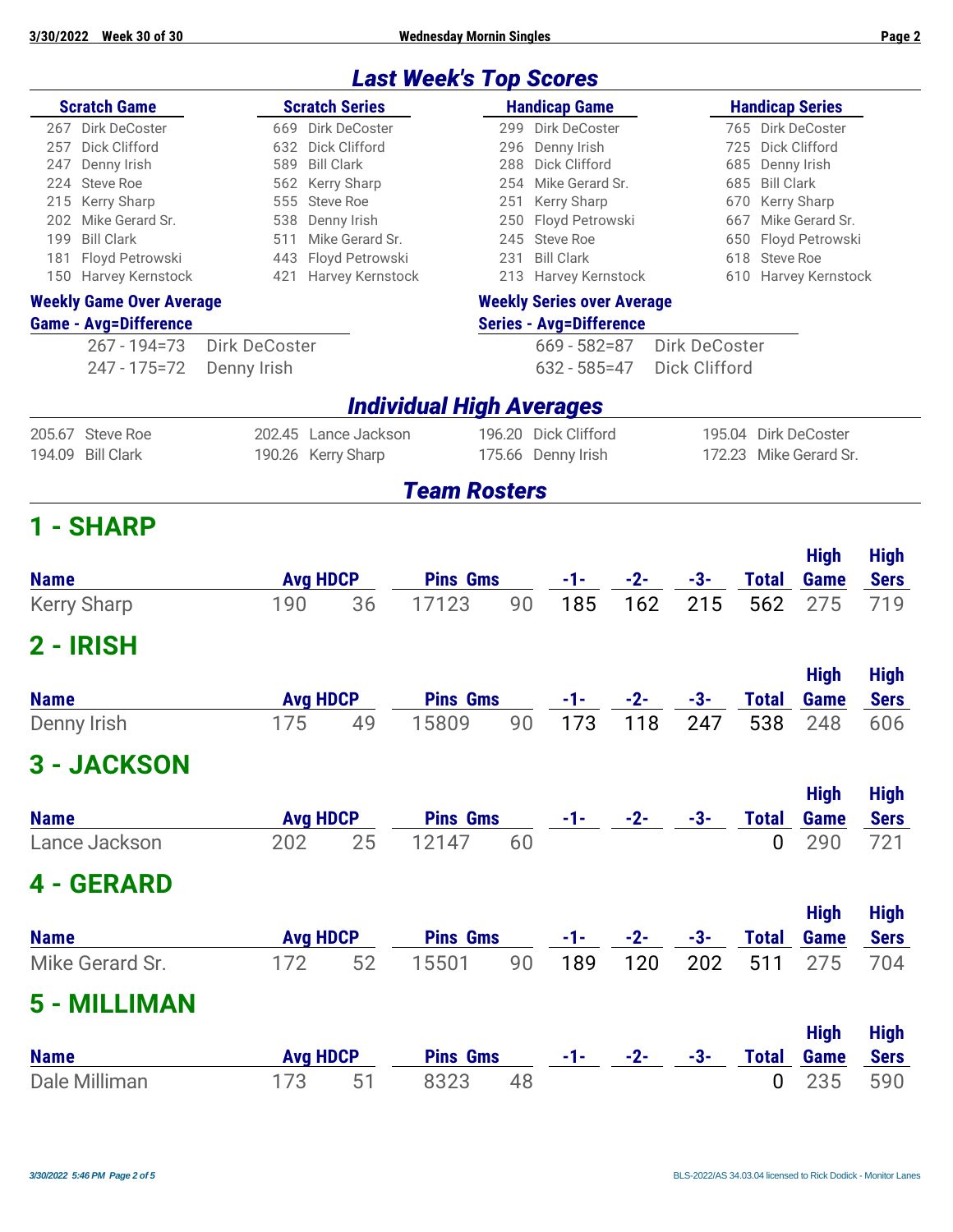## Last Week's Top Scores

| Scratch Game | | Scratch Series | | Handicap Game | | Handicap Series | |
|---|---|---|---|---|---|---|---|
| 267 | Dirk DeCoster | 669 | Dirk DeCoster | 299 | Dirk DeCoster | 765 | Dirk DeCoster |
| 257 | Dick Clifford | 632 | Dick Clifford | 296 | Denny Irish | 725 | Dick Clifford |
| 247 | Denny Irish | 589 | Bill Clark | 288 | Dick Clifford | 685 | Denny Irish |
| 224 | Steve Roe | 562 | Kerry Sharp | 254 | Mike Gerard Sr. | 685 | Bill Clark |
| 215 | Kerry Sharp | 555 | Steve Roe | 251 | Kerry Sharp | 670 | Kerry Sharp |
| 202 | Mike Gerard Sr. | 538 | Denny Irish | 250 | Floyd Petrowski | 667 | Mike Gerard Sr. |
| 199 | Bill Clark | 511 | Mike Gerard Sr. | 245 | Steve Roe | 650 | Floyd Petrowski |
| 181 | Floyd Petrowski | 443 | Floyd Petrowski | 231 | Bill Clark | 618 | Steve Roe |
| 150 | Harvey Kernstock | 421 | Harvey Kernstock | 213 | Harvey Kernstock | 610 | Harvey Kernstock |

### Weekly Game Over Average

| Game - Avg=Difference | |
|---|---|
| 267 - 194=73 | Dirk DeCoster |
| 247 - 175=72 | Denny Irish |

### Weekly Series over Average

| Series - Avg=Difference | |
|---|---|
| 669 - 582=87 | Dirk DeCoster |
| 632 - 585=47 | Dick Clifford |

## Individual High Averages

| | | | | | | | |
|---|---|---|---|---|---|---|---|
| 205.67 | Steve Roe | 202.45 | Lance Jackson | 196.20 | Dick Clifford | 195.04 | Dirk DeCoster |
| 194.09 | Bill Clark | 190.26 | Kerry Sharp | 175.66 | Denny Irish | 172.23 | Mike Gerard Sr. |

## Team Rosters

## 1 - SHARP

| Name | Avg | HDCP | Pins | Gms | -1- | -2- | -3- | Total | High Game | High Sers |
|---|---|---|---|---|---|---|---|---|---|---|
| Kerry Sharp | 190 | 36 | 17123 | 90 | 185 | 162 | 215 | 562 | 275 | 719 |

## 2 - IRISH

| Name | Avg | HDCP | Pins | Gms | -1- | -2- | -3- | Total | High Game | High Sers |
|---|---|---|---|---|---|---|---|---|---|---|
| Denny Irish | 175 | 49 | 15809 | 90 | 173 | 118 | 247 | 538 | 248 | 606 |

## 3 - JACKSON

| Name | Avg | HDCP | Pins | Gms | -1- | -2- | -3- | Total | High Game | High Sers |
|---|---|---|---|---|---|---|---|---|---|---|
| Lance Jackson | 202 | 25 | 12147 | 60 | | | | 0 | 290 | 721 |

## 4 - GERARD

| Name | Avg | HDCP | Pins | Gms | -1- | -2- | -3- | Total | High Game | High Sers |
|---|---|---|---|---|---|---|---|---|---|---|
| Mike Gerard Sr. | 172 | 52 | 15501 | 90 | 189 | 120 | 202 | 511 | 275 | 704 |

## 5 - MILLIMAN

| Name | Avg | HDCP | Pins | Gms | -1- | -2- | -3- | Total | High Game | High Sers |
|---|---|---|---|---|---|---|---|---|---|---|
| Dale Milliman | 173 | 51 | 8323 | 48 | | | | 0 | 235 | 590 |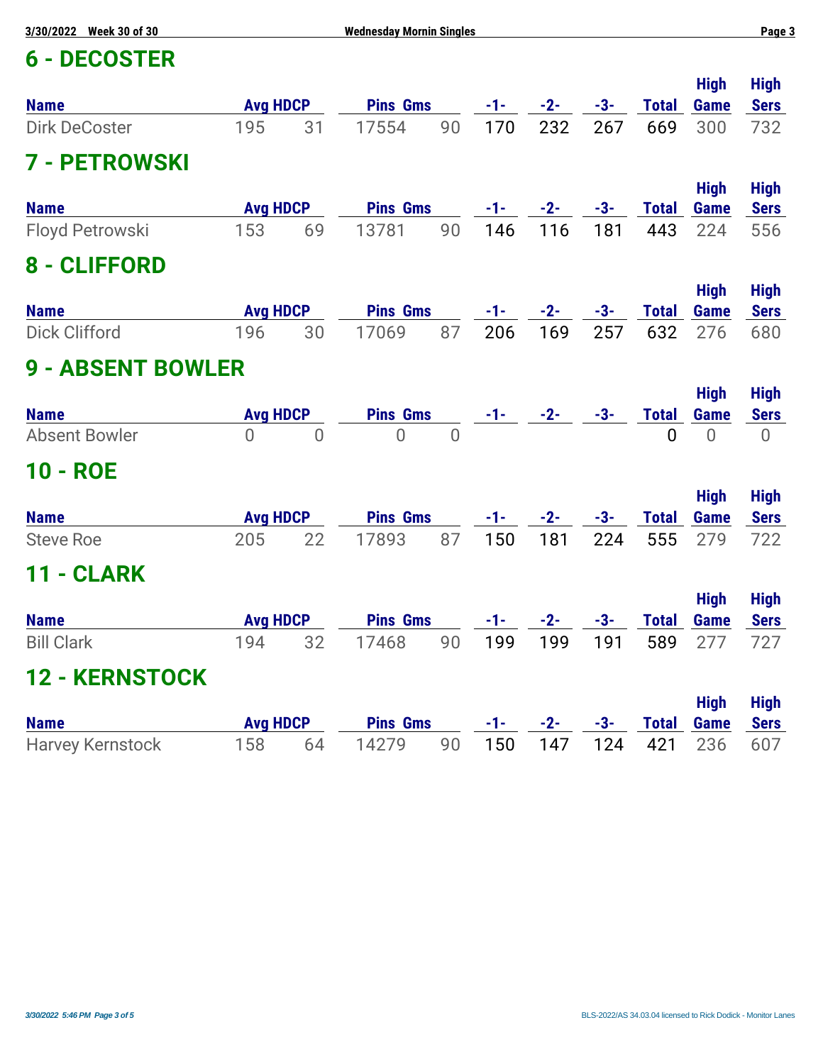## 6 - DECOSTER

| Name | Avg | HDCP | Pins | Gms | -1- | -2- | -3- | Total | High Game | High Sers |
|---|---|---|---|---|---|---|---|---|---|---|
| Dirk DeCoster | 195 | 31 | 17554 | 90 | 170 | 232 | 267 | 669 | 300 | 732 |

## 7 - PETROWSKI

| Name | Avg | HDCP | Pins | Gms | -1- | -2- | -3- | Total | High Game | High Sers |
|---|---|---|---|---|---|---|---|---|---|---|
| Floyd Petrowski | 153 | 69 | 13781 | 90 | 146 | 116 | 181 | 443 | 224 | 556 |

## 8 - CLIFFORD

| Name | Avg | HDCP | Pins | Gms | -1- | -2- | -3- | Total | High Game | High Sers |
|---|---|---|---|---|---|---|---|---|---|---|
| Dick Clifford | 196 | 30 | 17069 | 87 | 206 | 169 | 257 | 632 | 276 | 680 |

## 9 - ABSENT BOWLER

| Name | Avg | HDCP | Pins | Gms | -1- | -2- | -3- | Total | High Game | High Sers |
|---|---|---|---|---|---|---|---|---|---|---|
| Absent Bowler | 0 | 0 | 0 | 0 | | | | 0 | 0 | 0 |

## 10 - ROE

| Name | Avg | HDCP | Pins | Gms | -1- | -2- | -3- | Total | High Game | High Sers |
|---|---|---|---|---|---|---|---|---|---|---|
| Steve Roe | 205 | 22 | 17893 | 87 | 150 | 181 | 224 | 555 | 279 | 722 |

## 11 - CLARK

| Name | Avg | HDCP | Pins | Gms | -1- | -2- | -3- | Total | High Game | High Sers |
|---|---|---|---|---|---|---|---|---|---|---|
| Bill Clark | 194 | 32 | 17468 | 90 | 199 | 199 | 191 | 589 | 277 | 727 |

## 12 - KERNSTOCK

| Name | Avg | HDCP | Pins | Gms | -1- | -2- | -3- | Total | High Game | High Sers |
|---|---|---|---|---|---|---|---|---|---|---|
| Harvey Kernstock | 158 | 64 | 14279 | 90 | 150 | 147 | 124 | 421 | 236 | 607 |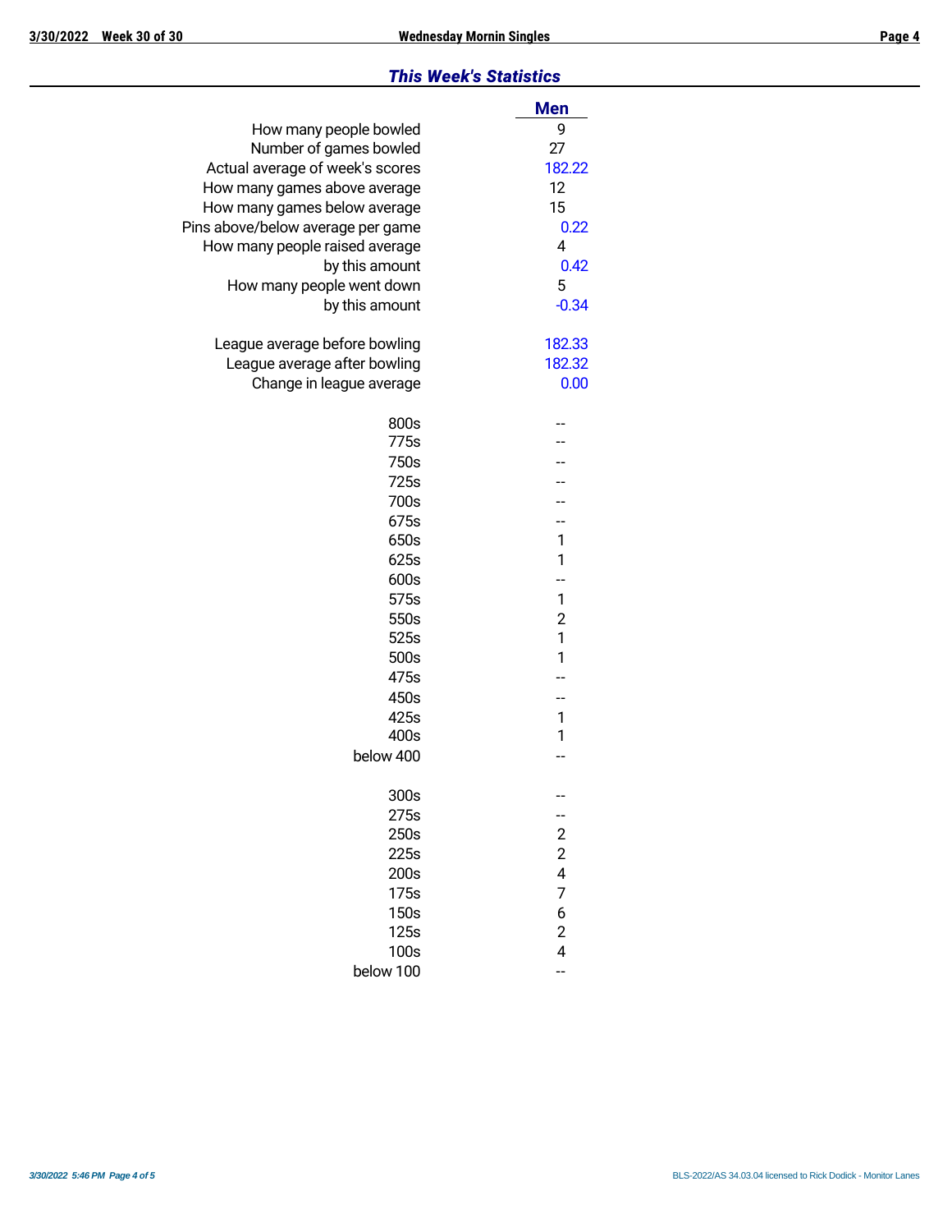## *This Week's Statistics*

| | Men |
|---|---|
| How many people bowled | 9 |
| Number of games bowled | 27 |
| Actual average of week's scores | 182.22 |
| How many games above average | 12 |
| How many games below average | 15 |
| Pins above/below average per game | 0.22 |
| How many people raised average | 4 |
| by this amount | 0.42 |
| How many people went down | 5 |
| by this amount | -0.34 |
| | |
| League average before bowling | 182.33 |
| League average after bowling | 182.32 |
| Change in league average | 0.00 |
| | |
| 800s | -- |
| 775s | -- |
| 750s | -- |
| 725s | -- |
| 700s | -- |
| 675s | -- |
| 650s | 1 |
| 625s | 1 |
| 600s | -- |
| 575s | 1 |
| 550s | 2 |
| 525s | 1 |
| 500s | 1 |
| 475s | -- |
| 450s | -- |
| 425s | 1 |
| 400s | 1 |
| below 400 | -- |
| | |
| 300s | -- |
| 275s | -- |
| 250s | 2 |
| 225s | 2 |
| 200s | 4 |
| 175s | 7 |
| 150s | 6 |
| 125s | 2 |
| 100s | 4 |
| below 100 | -- |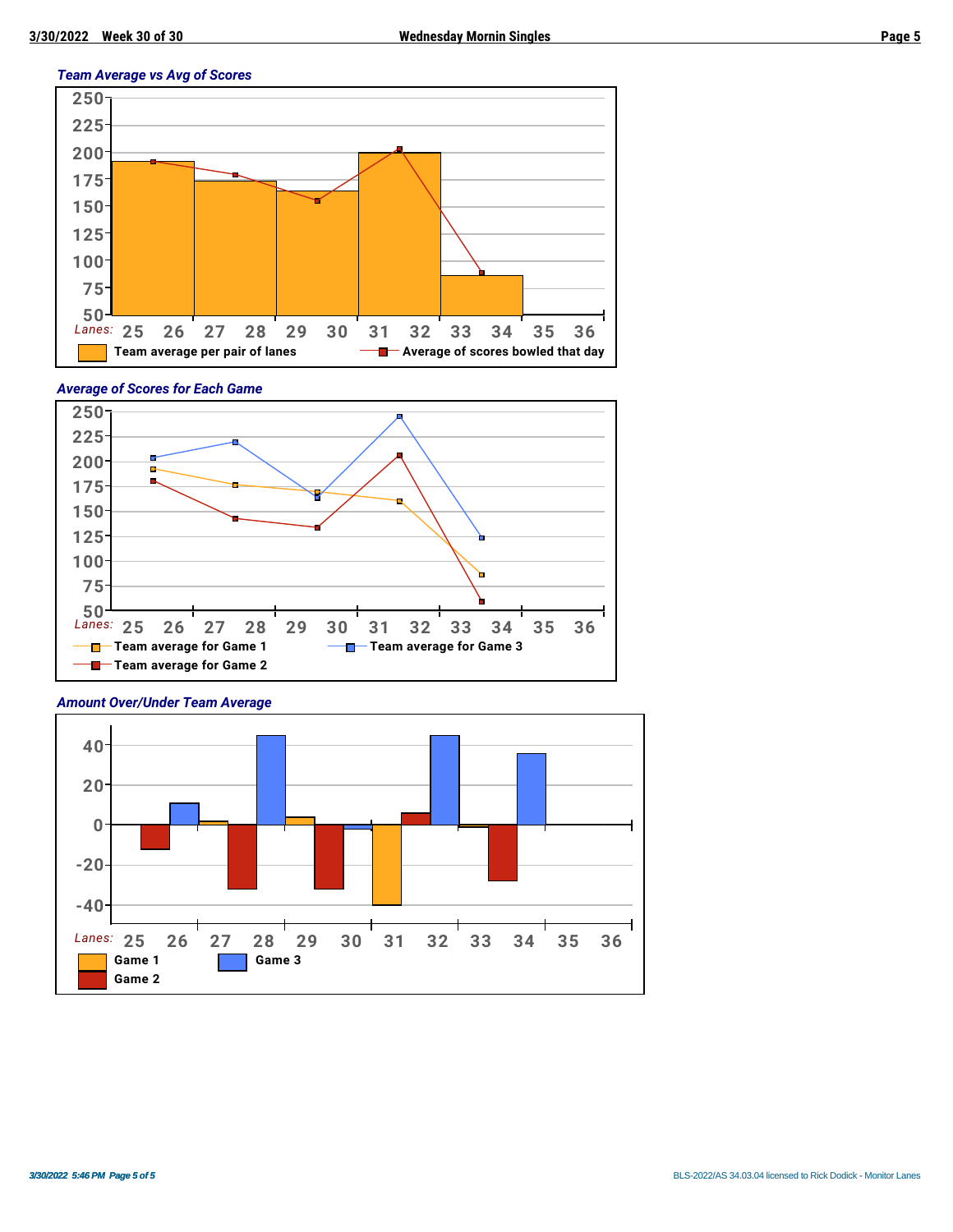### *Team Average vs Avg of Scores*

250
225
200
175
150
125
100
75
50

Lanes: 25 26 27 28 29 30 31 32 33 34 35 36

Team average per pair of lanes
Average of scores bowled that day

### *Average of Scores for Each Game*

250
225
200
175
150
125
100
75
50

Lanes: 25 26 27 28 29 30 31 32 33 34 35 36

Team average for Game 1
Team average for Game 3
Team average for Game 2

### *Amount Over/Under Team Average*

40
20
0
-20
-40

Lanes: 25 26 27 28 29 30 31 32 33 34 35 36

Game 1
Game 3
Game 2